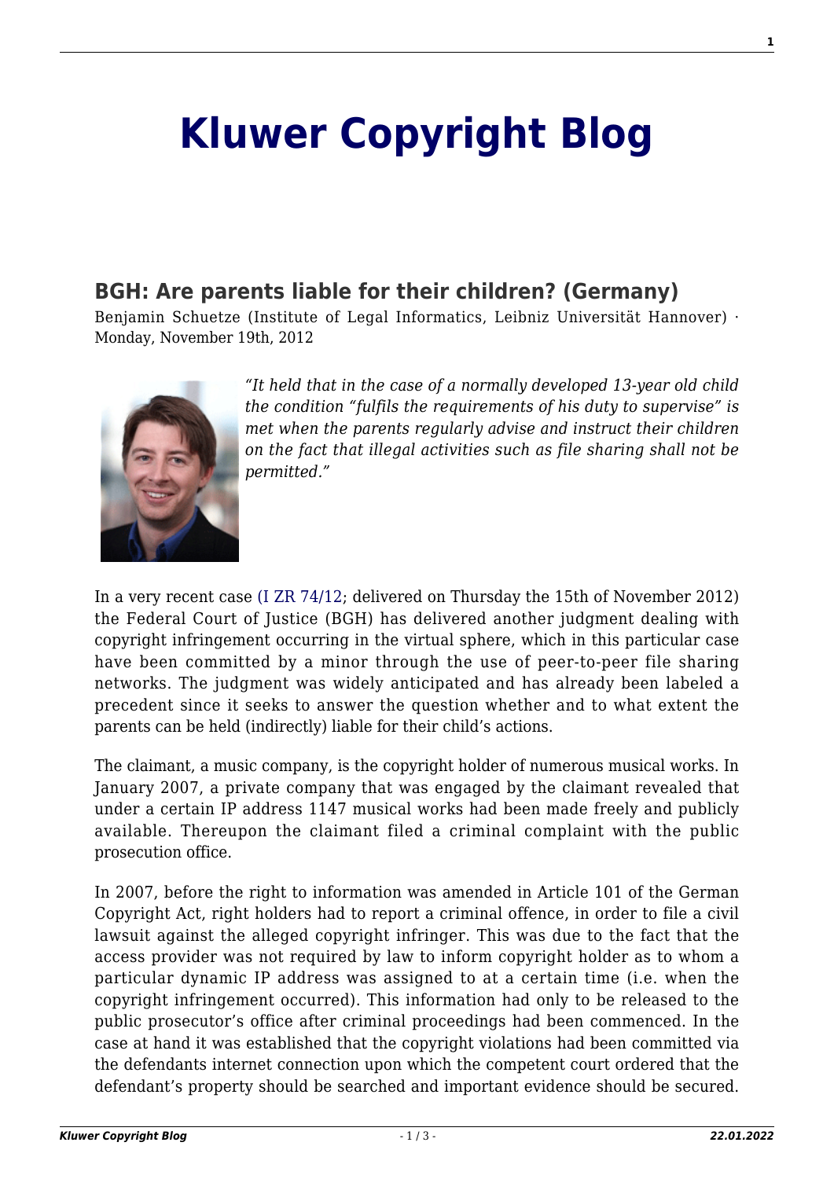# Kluwer Copyright Blog

## BGH: Are parents liable for their children? (Germany)

Benjamin Schuetze (Institute of Legal Informatics, Leibniz Universität Hannover) · Monday, November 19th, 2012

*"It held that in the case of a normally developed 13-year old child the condition "fulfils the requirements of his duty to supervise" is met when the parents regularly advise and instruct their children on the fact that illegal activities such as file sharing shall not be permitted."*

In a very recent case (I ZR 74/12; delivered on Thursday the 15th of November 2012) the Federal Court of Justice (BGH) has delivered another judgment dealing with copyright infringement occurring in the virtual sphere, which in this particular case have been committed by a minor through the use of peer-to-peer file sharing networks. The judgment was widely anticipated and has already been labeled a precedent since it seeks to answer the question whether and to what extent the parents can be held (indirectly) liable for their child's actions.

The claimant, a music company, is the copyright holder of numerous musical works. In January 2007, a private company that was engaged by the claimant revealed that under a certain IP address 1147 musical works had been made freely and publicly available. Thereupon the claimant filed a criminal complaint with the public prosecution office.

In 2007, before the right to information was amended in Article 101 of the German Copyright Act, right holders had to report a criminal offence, in order to file a civil lawsuit against the alleged copyright infringer. This was due to the fact that the access provider was not required by law to inform copyright holder as to whom a particular dynamic IP address was assigned to at a certain time (i.e. when the copyright infringement occurred). This information had only to be released to the public prosecutor's office after criminal proceedings had been commenced. In the case at hand it was established that the copyright violations had been committed via the defendants internet connection upon which the competent court ordered that the defendant's property should be searched and important evidence should be secured.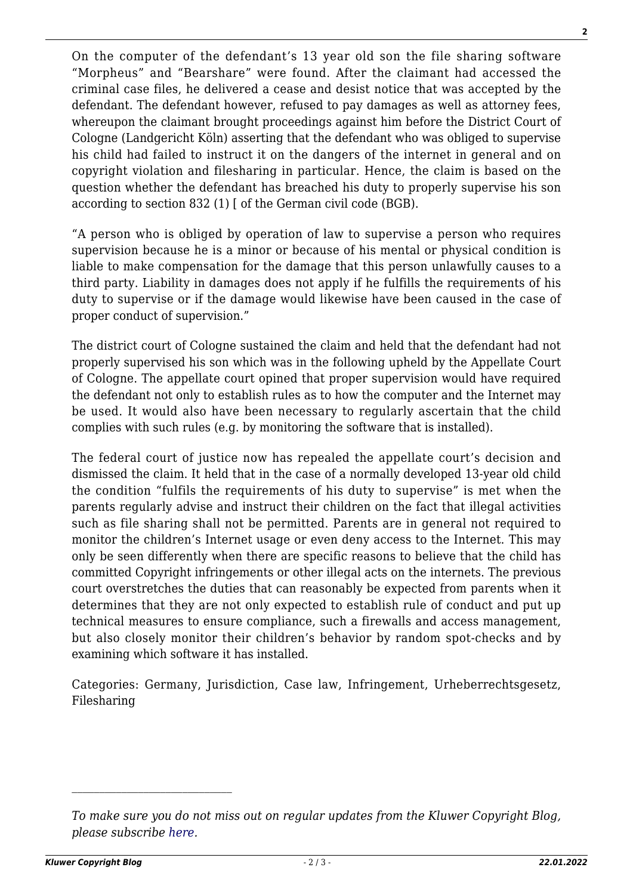On the computer of the defendant's 13 year old son the file sharing software "Morpheus" and "Bearshare" were found. After the claimant had accessed the criminal case files, he delivered a cease and desist notice that was accepted by the defendant. The defendant however, refused to pay damages as well as attorney fees, whereupon the claimant brought proceedings against him before the District Court of Cologne (Landgericht Köln) asserting that the defendant who was obliged to supervise his child had failed to instruct it on the dangers of the internet in general and on copyright violation and filesharing in particular. Hence, the claim is based on the question whether the defendant has breached his duty to properly supervise his son according to section 832 (1) [ of the German civil code (BGB).

"A person who is obliged by operation of law to supervise a person who requires supervision because he is a minor or because of his mental or physical condition is liable to make compensation for the damage that this person unlawfully causes to a third party. Liability in damages does not apply if he fulfills the requirements of his duty to supervise or if the damage would likewise have been caused in the case of proper conduct of supervision."

The district court of Cologne sustained the claim and held that the defendant had not properly supervised his son which was in the following upheld by the Appellate Court of Cologne. The appellate court opined that proper supervision would have required the defendant not only to establish rules as to how the computer and the Internet may be used. It would also have been necessary to regularly ascertain that the child complies with such rules (e.g. by monitoring the software that is installed).

The federal court of justice now has repealed the appellate court's decision and dismissed the claim. It held that in the case of a normally developed 13-year old child the condition "fulfils the requirements of his duty to supervise" is met when the parents regularly advise and instruct their children on the fact that illegal activities such as file sharing shall not be permitted. Parents are in general not required to monitor the children's Internet usage or even deny access to the Internet. This may only be seen differently when there are specific reasons to believe that the child has committed Copyright infringements or other illegal acts on the internets. The previous court overstretches the duties that can reasonably be expected from parents when it determines that they are not only expected to establish rule of conduct and put up technical measures to ensure compliance, such a firewalls and access management, but also closely monitor their children's behavior by random spot-checks and by examining which software it has installed.

Categories: Germany, Jurisdiction, Case law, Infringement, Urheberrechtsgesetz, Filesharing

---

*To make sure you do not miss out on regular updates from the Kluwer Copyright Blog, please subscribe here.*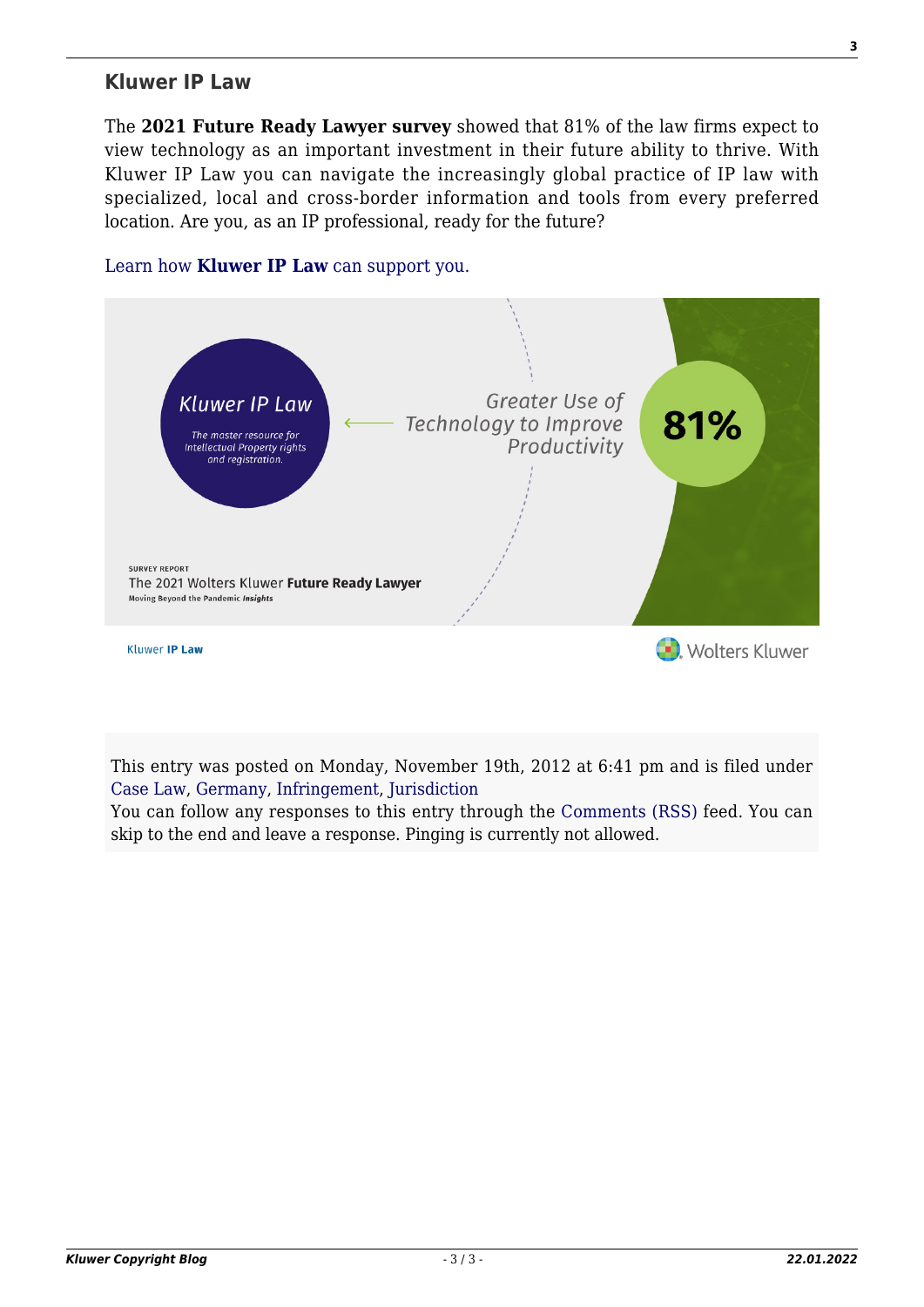### Kluwer IP Law

The **2021 Future Ready Lawyer survey** showed that 81% of the law firms expect to view technology as an important investment in their future ability to thrive. With Kluwer IP Law you can navigate the increasingly global practice of IP law with specialized, local and cross-border information and tools from every preferred location. Are you, as an IP professional, ready for the future?

Learn how **Kluwer IP Law** can support you.

Kluwer IP Law

The master resource for Intellectual Property rights and registration.

Greater Use of Technology to Improve Productivity

81%

SURVEY REPORT

The 2021 Wolters Kluwer **Future Ready Lawyer**

Moving Beyond the Pandemic *Insights*

Kluwer **IP Law**

Wolters Kluwer

This entry was posted on Monday, November 19th, 2012 at 6:41 pm and is filed under Case Law, Germany, Infringement, Jurisdiction
You can follow any responses to this entry through the Comments (RSS) feed. You can skip to the end and leave a response. Pinging is currently not allowed.